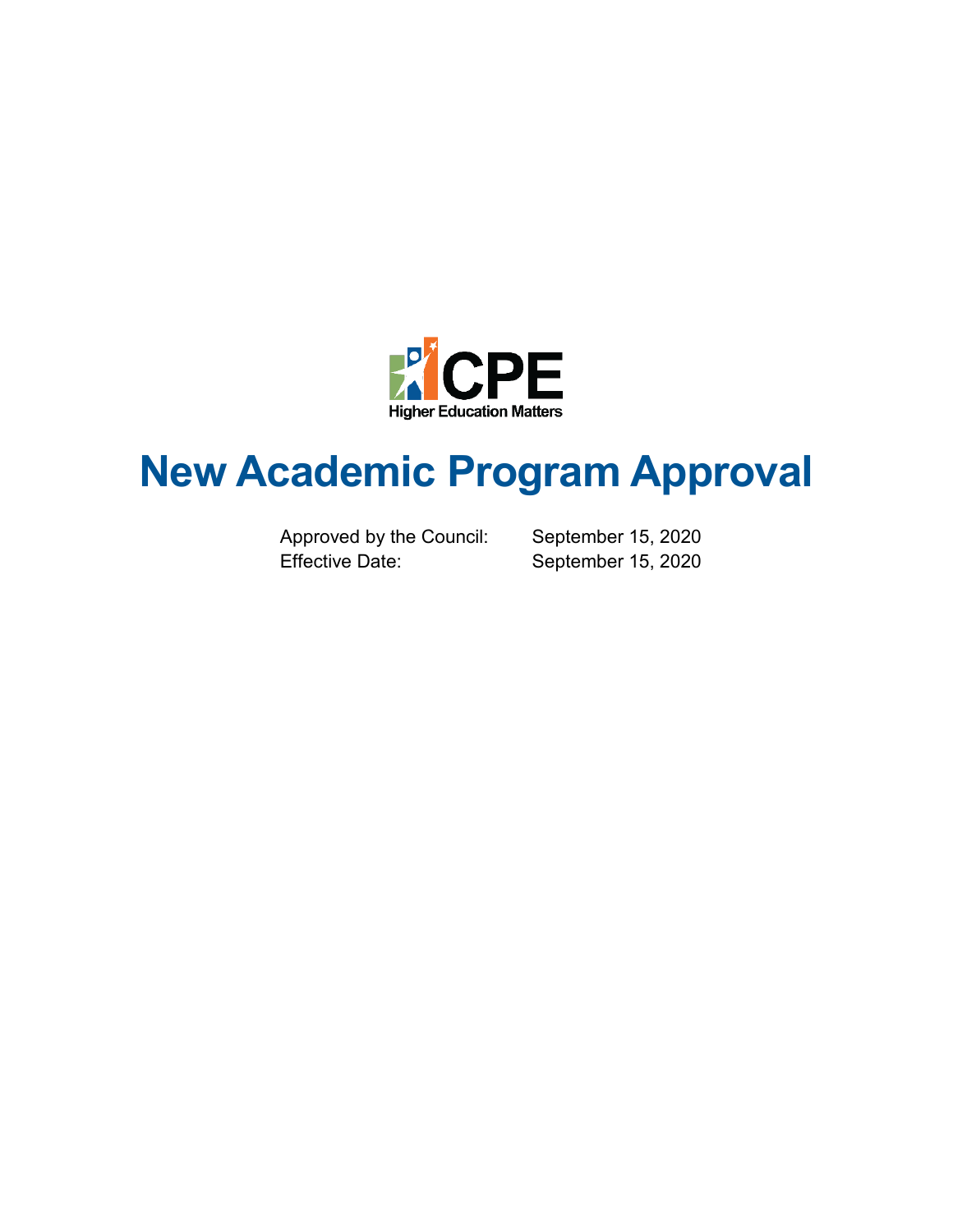CPE

Higher Education Matters

# New Academic Program Approval

Approved by the Council: September 15, 2020
Effective Date: September 15, 2020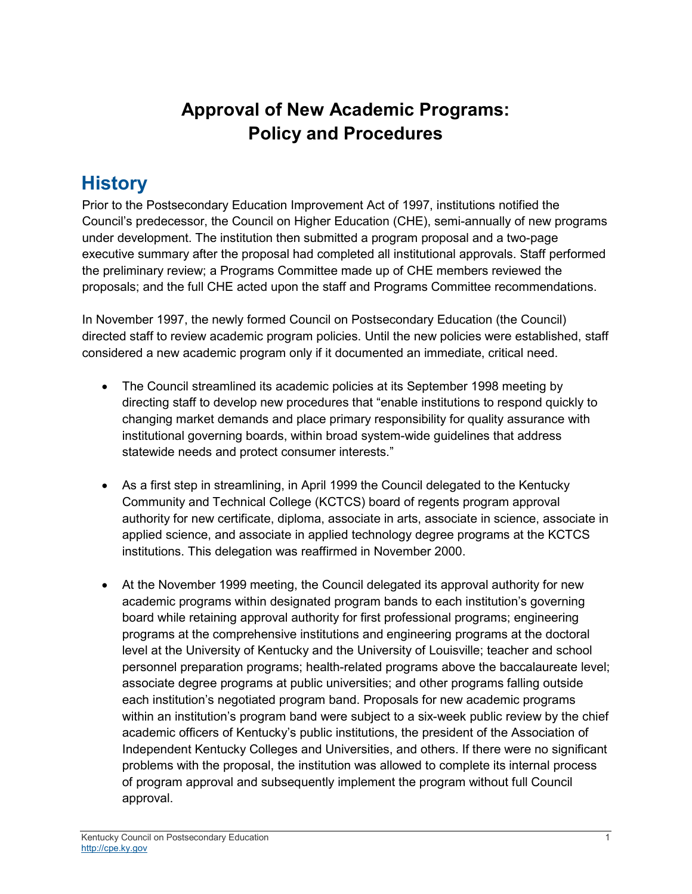# Approval of New Academic Programs: Policy and Procedures

## History

Prior to the Postsecondary Education Improvement Act of 1997, institutions notified the Council's predecessor, the Council on Higher Education (CHE), semi-annually of new programs under development. The institution then submitted a program proposal and a two-page executive summary after the proposal had completed all institutional approvals. Staff performed the preliminary review; a Programs Committee made up of CHE members reviewed the proposals; and the full CHE acted upon the staff and Programs Committee recommendations.

In November 1997, the newly formed Council on Postsecondary Education (the Council) directed staff to review academic program policies. Until the new policies were established, staff considered a new academic program only if it documented an immediate, critical need.

- The Council streamlined its academic policies at its September 1998 meeting by directing staff to develop new procedures that "enable institutions to respond quickly to changing market demands and place primary responsibility for quality assurance with institutional governing boards, within broad system-wide guidelines that address statewide needs and protect consumer interests."

- As a first step in streamlining, in April 1999 the Council delegated to the Kentucky Community and Technical College (KCTCS) board of regents program approval authority for new certificate, diploma, associate in arts, associate in science, associate in applied science, and associate in applied technology degree programs at the KCTCS institutions. This delegation was reaffirmed in November 2000.

- At the November 1999 meeting, the Council delegated its approval authority for new academic programs within designated program bands to each institution's governing board while retaining approval authority for first professional programs; engineering programs at the comprehensive institutions and engineering programs at the doctoral level at the University of Kentucky and the University of Louisville; teacher and school personnel preparation programs; health-related programs above the baccalaureate level; associate degree programs at public universities; and other programs falling outside each institution's negotiated program band. Proposals for new academic programs within an institution's program band were subject to a six-week public review by the chief academic officers of Kentucky's public institutions, the president of the Association of Independent Kentucky Colleges and Universities, and others. If there were no significant problems with the proposal, the institution was allowed to complete its internal process of program approval and subsequently implement the program without full Council approval.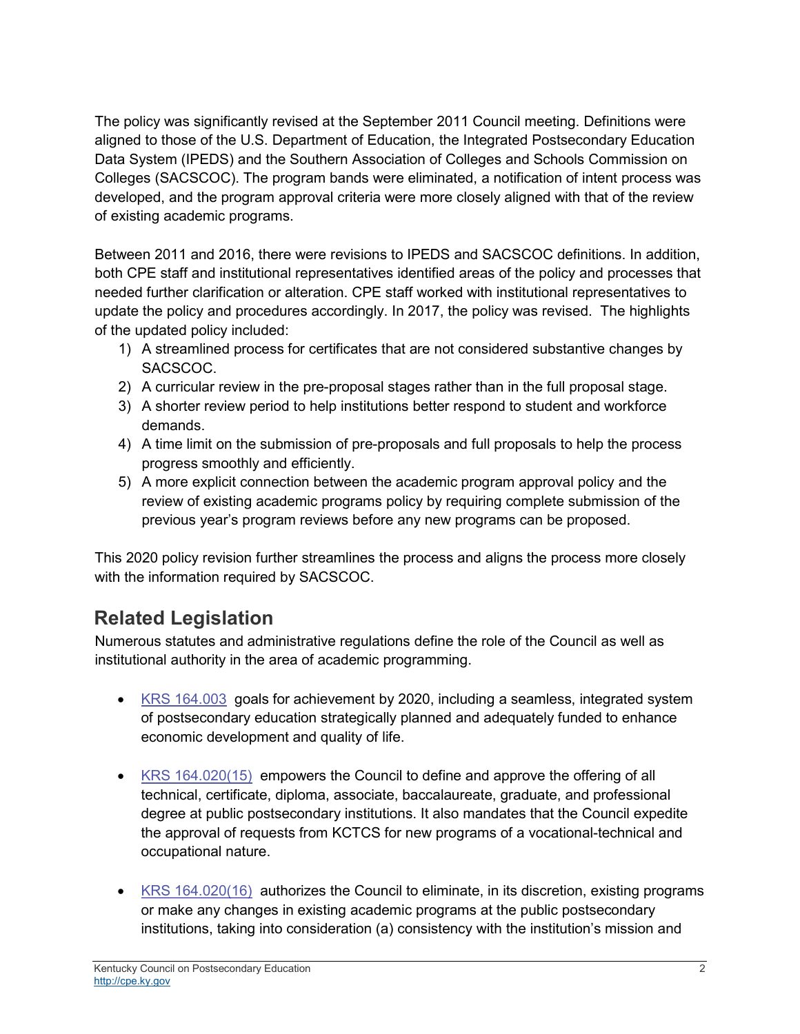The policy was significantly revised at the September 2011 Council meeting. Definitions were aligned to those of the U.S. Department of Education, the Integrated Postsecondary Education Data System (IPEDS) and the Southern Association of Colleges and Schools Commission on Colleges (SACSCOC). The program bands were eliminated, a notification of intent process was developed, and the program approval criteria were more closely aligned with that of the review of existing academic programs.

Between 2011 and 2016, there were revisions to IPEDS and SACSCOC definitions. In addition, both CPE staff and institutional representatives identified areas of the policy and processes that needed further clarification or alteration. CPE staff worked with institutional representatives to update the policy and procedures accordingly. In 2017, the policy was revised. The highlights of the updated policy included:

1) A streamlined process for certificates that are not considered substantive changes by SACSCOC.
2) A curricular review in the pre-proposal stages rather than in the full proposal stage.
3) A shorter review period to help institutions better respond to student and workforce demands.
4) A time limit on the submission of pre-proposals and full proposals to help the process progress smoothly and efficiently.
5) A more explicit connection between the academic program approval policy and the review of existing academic programs policy by requiring complete submission of the previous year's program reviews before any new programs can be proposed.

This 2020 policy revision further streamlines the process and aligns the process more closely with the information required by SACSCOC.

## Related Legislation

Numerous statutes and administrative regulations define the role of the Council as well as institutional authority in the area of academic programming.

- KRS 164.003 goals for achievement by 2020, including a seamless, integrated system of postsecondary education strategically planned and adequately funded to enhance economic development and quality of life.

- KRS 164.020(15) empowers the Council to define and approve the offering of all technical, certificate, diploma, associate, baccalaureate, graduate, and professional degree at public postsecondary institutions. It also mandates that the Council expedite the approval of requests from KCTCS for new programs of a vocational-technical and occupational nature.

- KRS 164.020(16) authorizes the Council to eliminate, in its discretion, existing programs or make any changes in existing academic programs at the public postsecondary institutions, taking into consideration (a) consistency with the institution's mission and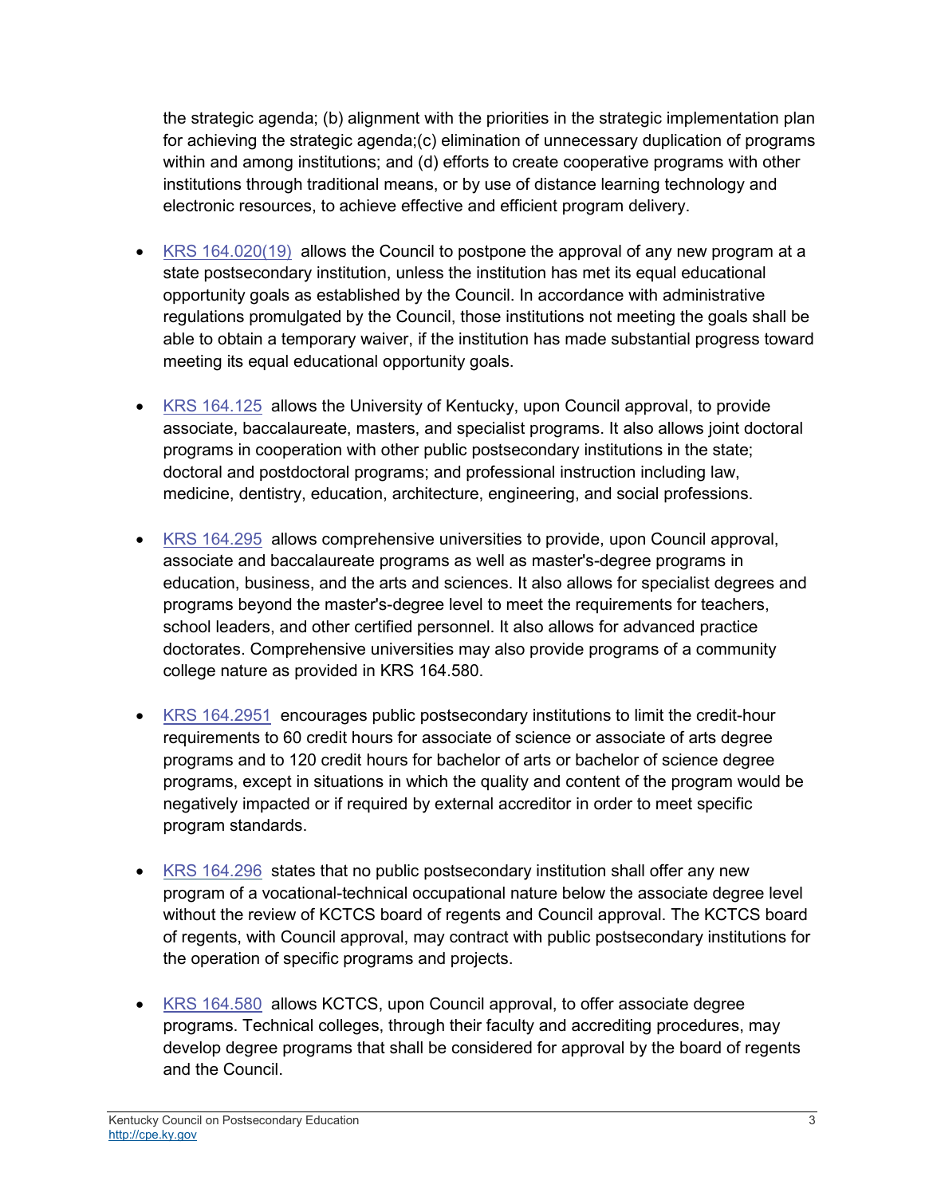the strategic agenda; (b) alignment with the priorities in the strategic implementation plan for achieving the strategic agenda;(c) elimination of unnecessary duplication of programs within and among institutions; and (d) efforts to create cooperative programs with other institutions through traditional means, or by use of distance learning technology and electronic resources, to achieve effective and efficient program delivery.

- KRS 164.020(19) allows the Council to postpone the approval of any new program at a state postsecondary institution, unless the institution has met its equal educational opportunity goals as established by the Council. In accordance with administrative regulations promulgated by the Council, those institutions not meeting the goals shall be able to obtain a temporary waiver, if the institution has made substantial progress toward meeting its equal educational opportunity goals.

- KRS 164.125 allows the University of Kentucky, upon Council approval, to provide associate, baccalaureate, masters, and specialist programs. It also allows joint doctoral programs in cooperation with other public postsecondary institutions in the state; doctoral and postdoctoral programs; and professional instruction including law, medicine, dentistry, education, architecture, engineering, and social professions.

- KRS 164.295 allows comprehensive universities to provide, upon Council approval, associate and baccalaureate programs as well as master's-degree programs in education, business, and the arts and sciences. It also allows for specialist degrees and programs beyond the master's-degree level to meet the requirements for teachers, school leaders, and other certified personnel. It also allows for advanced practice doctorates. Comprehensive universities may also provide programs of a community college nature as provided in KRS 164.580.

- KRS 164.2951 encourages public postsecondary institutions to limit the credit-hour requirements to 60 credit hours for associate of science or associate of arts degree programs and to 120 credit hours for bachelor of arts or bachelor of science degree programs, except in situations in which the quality and content of the program would be negatively impacted or if required by external accreditor in order to meet specific program standards.

- KRS 164.296 states that no public postsecondary institution shall offer any new program of a vocational-technical occupational nature below the associate degree level without the review of KCTCS board of regents and Council approval. The KCTCS board of regents, with Council approval, may contract with public postsecondary institutions for the operation of specific programs and projects.

- KRS 164.580 allows KCTCS, upon Council approval, to offer associate degree programs. Technical colleges, through their faculty and accrediting procedures, may develop degree programs that shall be considered for approval by the board of regents and the Council.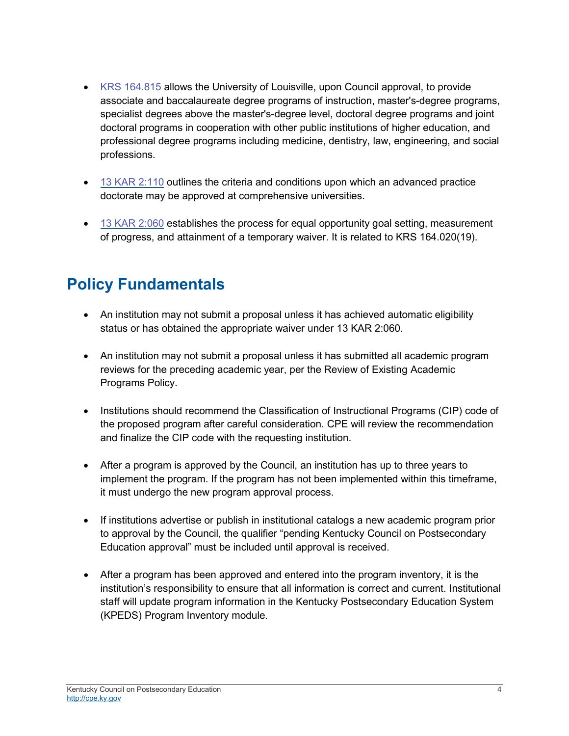- [KRS 164.815](#) allows the University of Louisville, upon Council approval, to provide associate and baccalaureate degree programs of instruction, master's-degree programs, specialist degrees above the master's-degree level, doctoral degree programs and joint doctoral programs in cooperation with other public institutions of higher education, and professional degree programs including medicine, dentistry, law, engineering, and social professions.

- [13 KAR 2:110](#) outlines the criteria and conditions upon which an advanced practice doctorate may be approved at comprehensive universities.

- [13 KAR 2:060](#) establishes the process for equal opportunity goal setting, measurement of progress, and attainment of a temporary waiver. It is related to KRS 164.020(19).

## Policy Fundamentals

- An institution may not submit a proposal unless it has achieved automatic eligibility status or has obtained the appropriate waiver under 13 KAR 2:060.

- An institution may not submit a proposal unless it has submitted all academic program reviews for the preceding academic year, per the Review of Existing Academic Programs Policy.

- Institutions should recommend the Classification of Instructional Programs (CIP) code of the proposed program after careful consideration. CPE will review the recommendation and finalize the CIP code with the requesting institution.

- After a program is approved by the Council, an institution has up to three years to implement the program. If the program has not been implemented within this timeframe, it must undergo the new program approval process.

- If institutions advertise or publish in institutional catalogs a new academic program prior to approval by the Council, the qualifier "pending Kentucky Council on Postsecondary Education approval" must be included until approval is received.

- After a program has been approved and entered into the program inventory, it is the institution's responsibility to ensure that all information is correct and current. Institutional staff will update program information in the Kentucky Postsecondary Education System (KPEDS) Program Inventory module.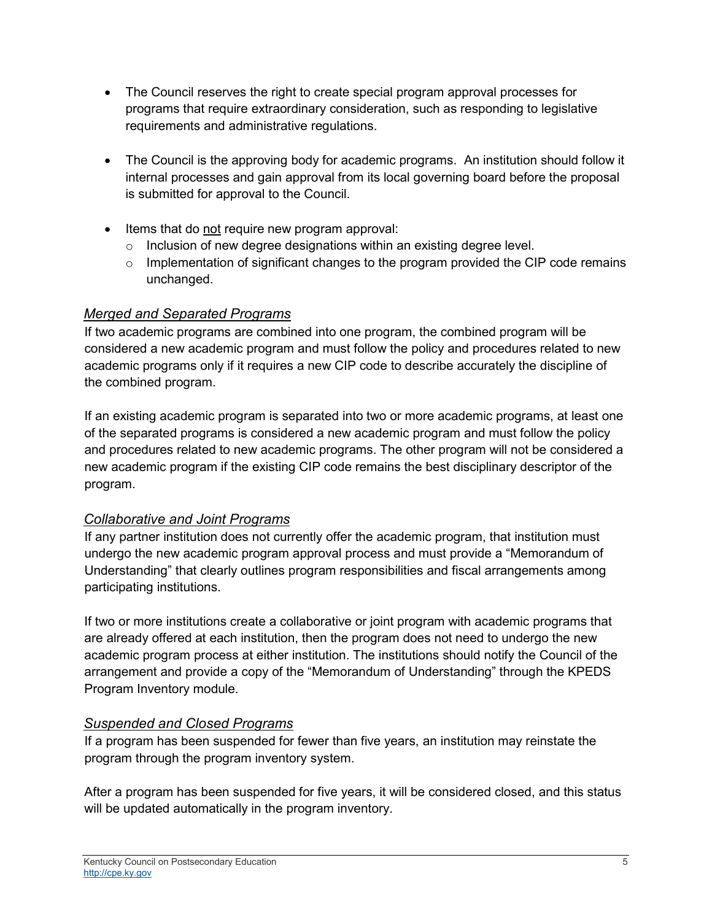- The Council reserves the right to create special program approval processes for programs that require extraordinary consideration, such as responding to legislative requirements and administrative regulations.

- The Council is the approving body for academic programs. An institution should follow it internal processes and gain approval from its local governing board before the proposal is submitted for approval to the Council.

- Items that do not require new program approval:
  - Inclusion of new degree designations within an existing degree level.
  - Implementation of significant changes to the program provided the CIP code remains unchanged.

### *Merged and Separated Programs*

If two academic programs are combined into one program, the combined program will be considered a new academic program and must follow the policy and procedures related to new academic programs only if it requires a new CIP code to describe accurately the discipline of the combined program.

If an existing academic program is separated into two or more academic programs, at least one of the separated programs is considered a new academic program and must follow the policy and procedures related to new academic programs. The other program will not be considered a new academic program if the existing CIP code remains the best disciplinary descriptor of the program.

### *Collaborative and Joint Programs*

If any partner institution does not currently offer the academic program, that institution must undergo the new academic program approval process and must provide a "Memorandum of Understanding" that clearly outlines program responsibilities and fiscal arrangements among participating institutions.

If two or more institutions create a collaborative or joint program with academic programs that are already offered at each institution, then the program does not need to undergo the new academic program process at either institution. The institutions should notify the Council of the arrangement and provide a copy of the "Memorandum of Understanding" through the KPEDS Program Inventory module.

### *Suspended and Closed Programs*

If a program has been suspended for fewer than five years, an institution may reinstate the program through the program inventory system.

After a program has been suspended for five years, it will be considered closed, and this status will be updated automatically in the program inventory.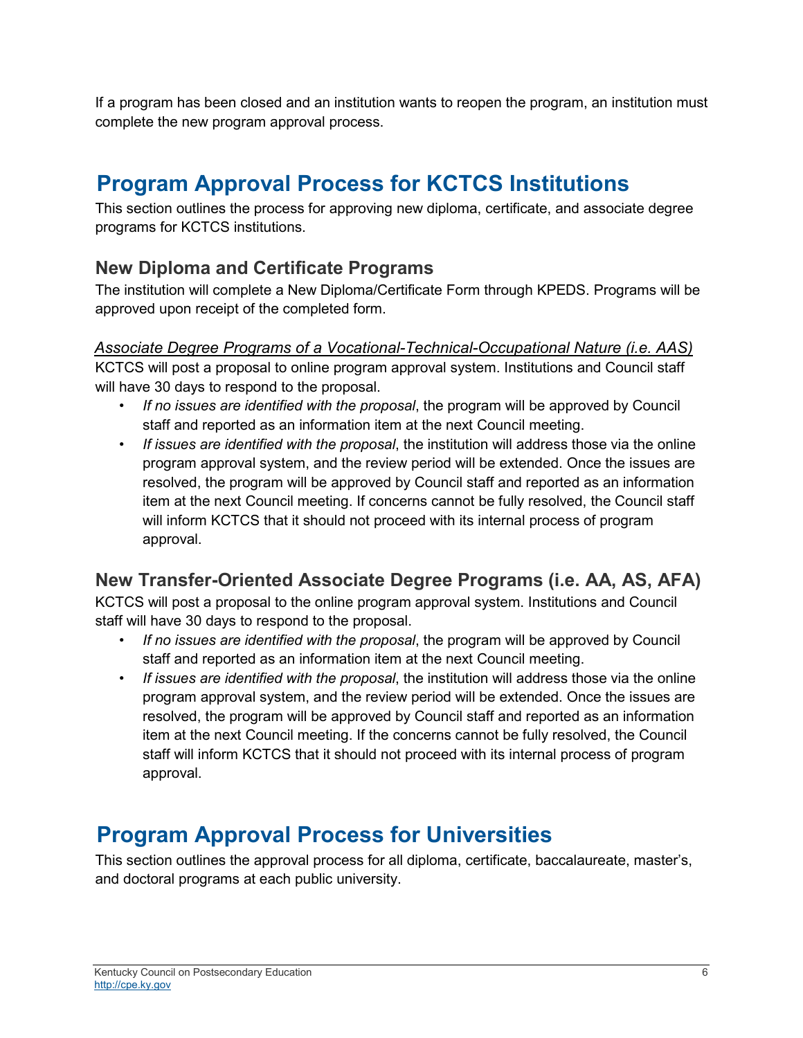If a program has been closed and an institution wants to reopen the program, an institution must complete the new program approval process.

# Program Approval Process for KCTCS Institutions

This section outlines the process for approving new diploma, certificate, and associate degree programs for KCTCS institutions.

## New Diploma and Certificate Programs

The institution will complete a New Diploma/Certificate Form through KPEDS. Programs will be approved upon receipt of the completed form.

*Associate Degree Programs of a Vocational-Technical-Occupational Nature (i.e. AAS)*

KCTCS will post a proposal to online program approval system. Institutions and Council staff will have 30 days to respond to the proposal.

- *If no issues are identified with the proposal*, the program will be approved by Council staff and reported as an information item at the next Council meeting.
- *If issues are identified with the proposal*, the institution will address those via the online program approval system, and the review period will be extended. Once the issues are resolved, the program will be approved by Council staff and reported as an information item at the next Council meeting. If concerns cannot be fully resolved, the Council staff will inform KCTCS that it should not proceed with its internal process of program approval.

## New Transfer-Oriented Associate Degree Programs (i.e. AA, AS, AFA)

KCTCS will post a proposal to the online program approval system. Institutions and Council staff will have 30 days to respond to the proposal.

- *If no issues are identified with the proposal*, the program will be approved by Council staff and reported as an information item at the next Council meeting.
- *If issues are identified with the proposal*, the institution will address those via the online program approval system, and the review period will be extended. Once the issues are resolved, the program will be approved by Council staff and reported as an information item at the next Council meeting. If the concerns cannot be fully resolved, the Council staff will inform KCTCS that it should not proceed with its internal process of program approval.

# Program Approval Process for Universities

This section outlines the approval process for all diploma, certificate, baccalaureate, master's, and doctoral programs at each public university.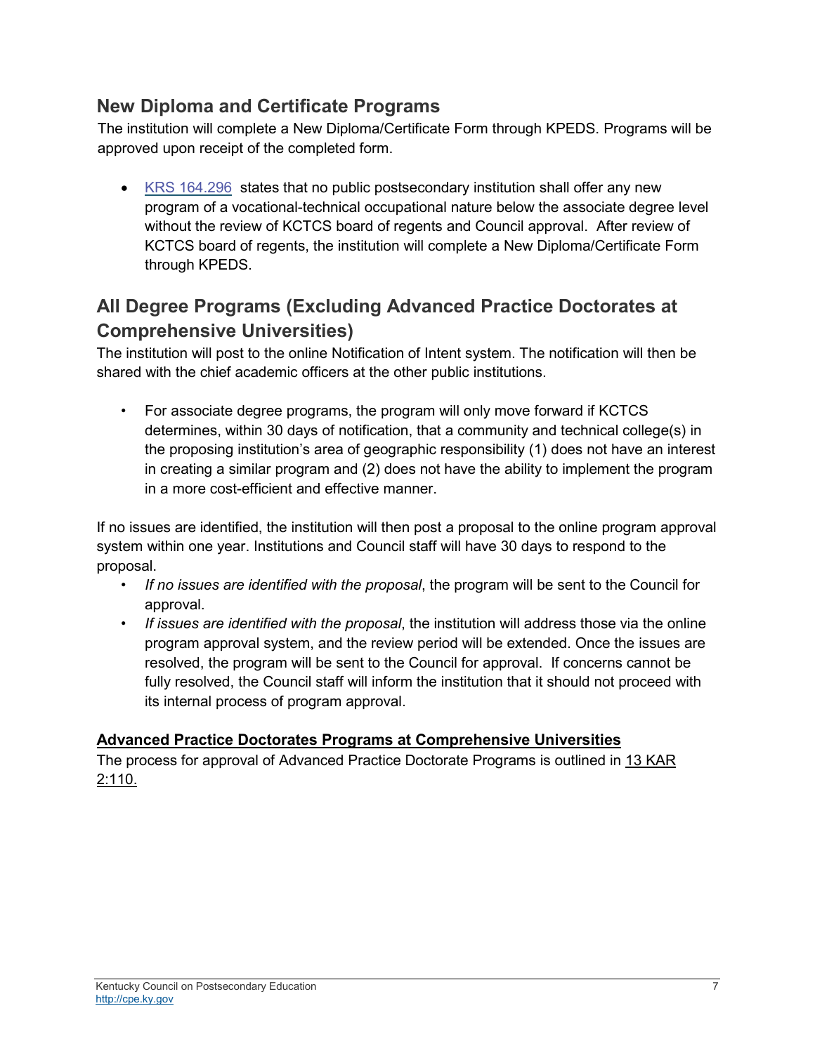## New Diploma and Certificate Programs

The institution will complete a New Diploma/Certificate Form through KPEDS. Programs will be approved upon receipt of the completed form.

- KRS 164.296 states that no public postsecondary institution shall offer any new program of a vocational-technical occupational nature below the associate degree level without the review of KCTCS board of regents and Council approval. After review of KCTCS board of regents, the institution will complete a New Diploma/Certificate Form through KPEDS.

## All Degree Programs (Excluding Advanced Practice Doctorates at Comprehensive Universities)

The institution will post to the online Notification of Intent system. The notification will then be shared with the chief academic officers at the other public institutions.

- For associate degree programs, the program will only move forward if KCTCS determines, within 30 days of notification, that a community and technical college(s) in the proposing institution's area of geographic responsibility (1) does not have an interest in creating a similar program and (2) does not have the ability to implement the program in a more cost-efficient and effective manner.

If no issues are identified, the institution will then post a proposal to the online program approval system within one year. Institutions and Council staff will have 30 days to respond to the proposal.

- *If no issues are identified with the proposal*, the program will be sent to the Council for approval.
- *If issues are identified with the proposal*, the institution will address those via the online program approval system, and the review period will be extended. Once the issues are resolved, the program will be sent to the Council for approval. If concerns cannot be fully resolved, the Council staff will inform the institution that it should not proceed with its internal process of program approval.

**Advanced Practice Doctorates Programs at Comprehensive Universities**

The process for approval of Advanced Practice Doctorate Programs is outlined in 13 KAR 2:110.